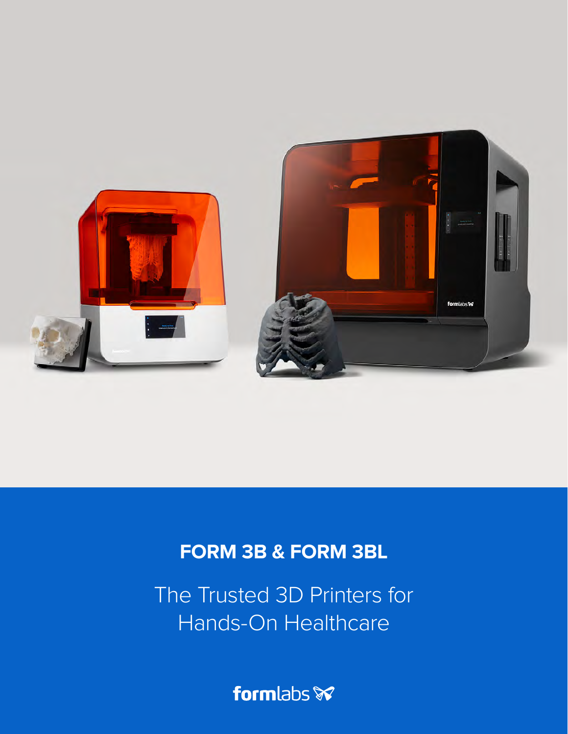# FORM 3B & FORM 3BL

The Trusted 3D Printers for Hands-On Healthcare

formlabs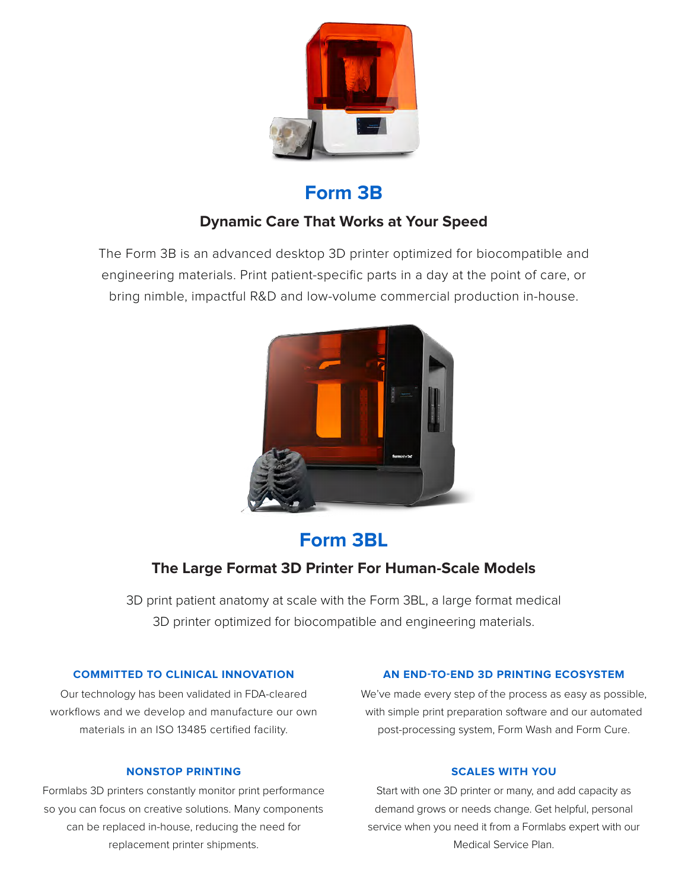## Form 3B

### Dynamic Care That Works at Your Speed

The Form 3B is an advanced desktop 3D printer optimized for biocompatible and engineering materials. Print patient-specific parts in a day at the point of care, or bring nimble, impactful R&D and low-volume commercial production in-house.

## Form 3BL

### The Large Format 3D Printer For Human-Scale Models

3D print patient anatomy at scale with the Form 3BL, a large format medical 3D printer optimized for biocompatible and engineering materials.

#### COMMITTED TO CLINICAL INNOVATION

Our technology has been validated in FDA-cleared workflows and we develop and manufacture our own materials in an ISO 13485 certified facility.

#### AN END-TO-END 3D PRINTING ECOSYSTEM

We've made every step of the process as easy as possible, with simple print preparation software and our automated post-processing system, Form Wash and Form Cure.

#### NONSTOP PRINTING

Formlabs 3D printers constantly monitor print performance so you can focus on creative solutions. Many components can be replaced in-house, reducing the need for replacement printer shipments.

#### SCALES WITH YOU

Start with one 3D printer or many, and add capacity as demand grows or needs change. Get helpful, personal service when you need it from a Formlabs expert with our Medical Service Plan.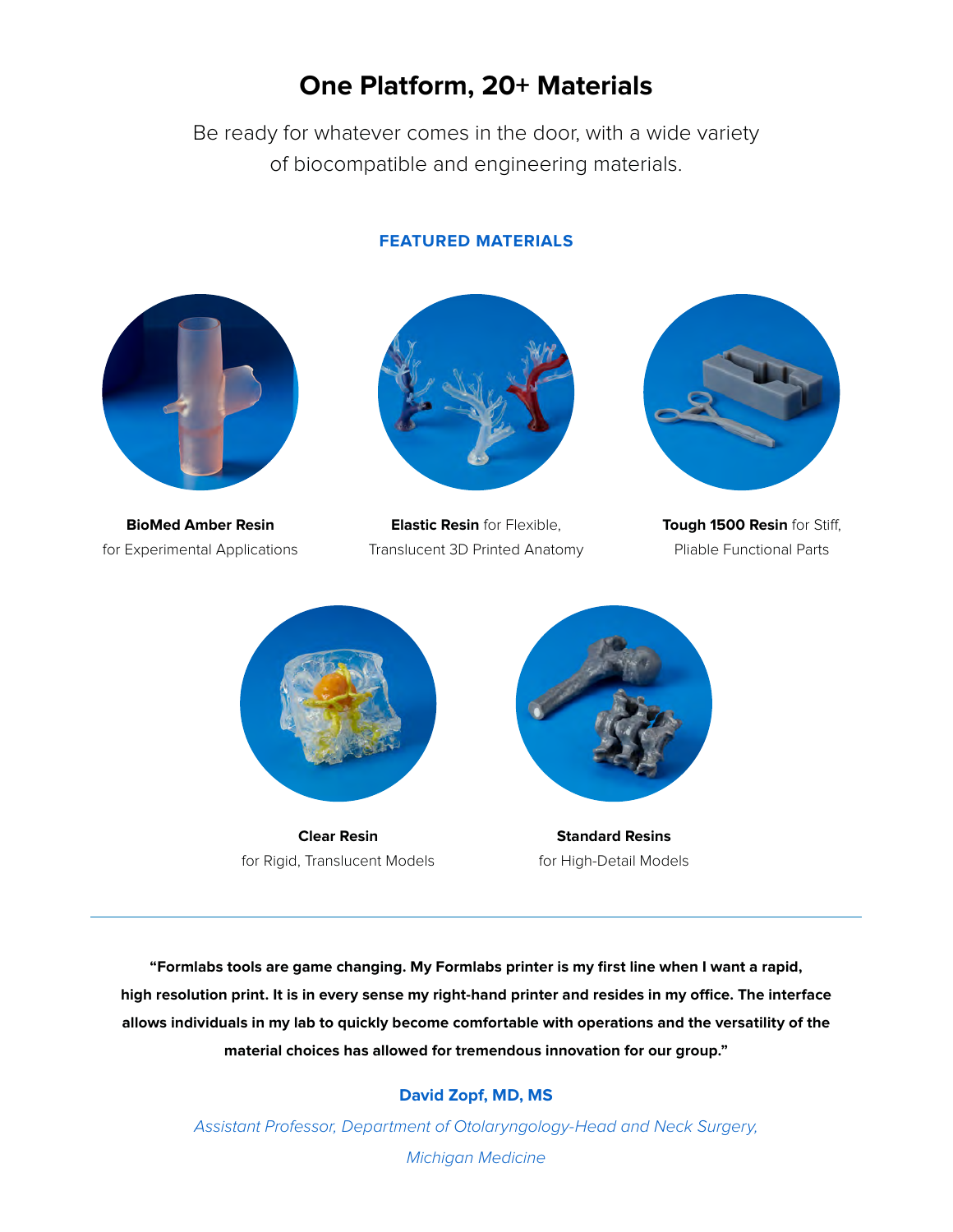# One Platform, 20+ Materials

Be ready for whatever comes in the door, with a wide variety of biocompatible and engineering materials.

## FEATURED MATERIALS

**BioMed Amber Resin** for Experimental Applications

**Elastic Resin** for Flexible, Translucent 3D Printed Anatomy

**Tough 1500 Resin** for Stiff, Pliable Functional Parts

**Clear Resin** for Rigid, Translucent Models

**Standard Resins** for High-Detail Models

---

**"Formlabs tools are game changing. My Formlabs printer is my first line when I want a rapid, high resolution print. It is in every sense my right-hand printer and resides in my office. The interface allows individuals in my lab to quickly become comfortable with operations and the versatility of the material choices has allowed for tremendous innovation for our group."**

**David Zopf, MD, MS**

*Assistant Professor, Department of Otolaryngology-Head and Neck Surgery, Michigan Medicine*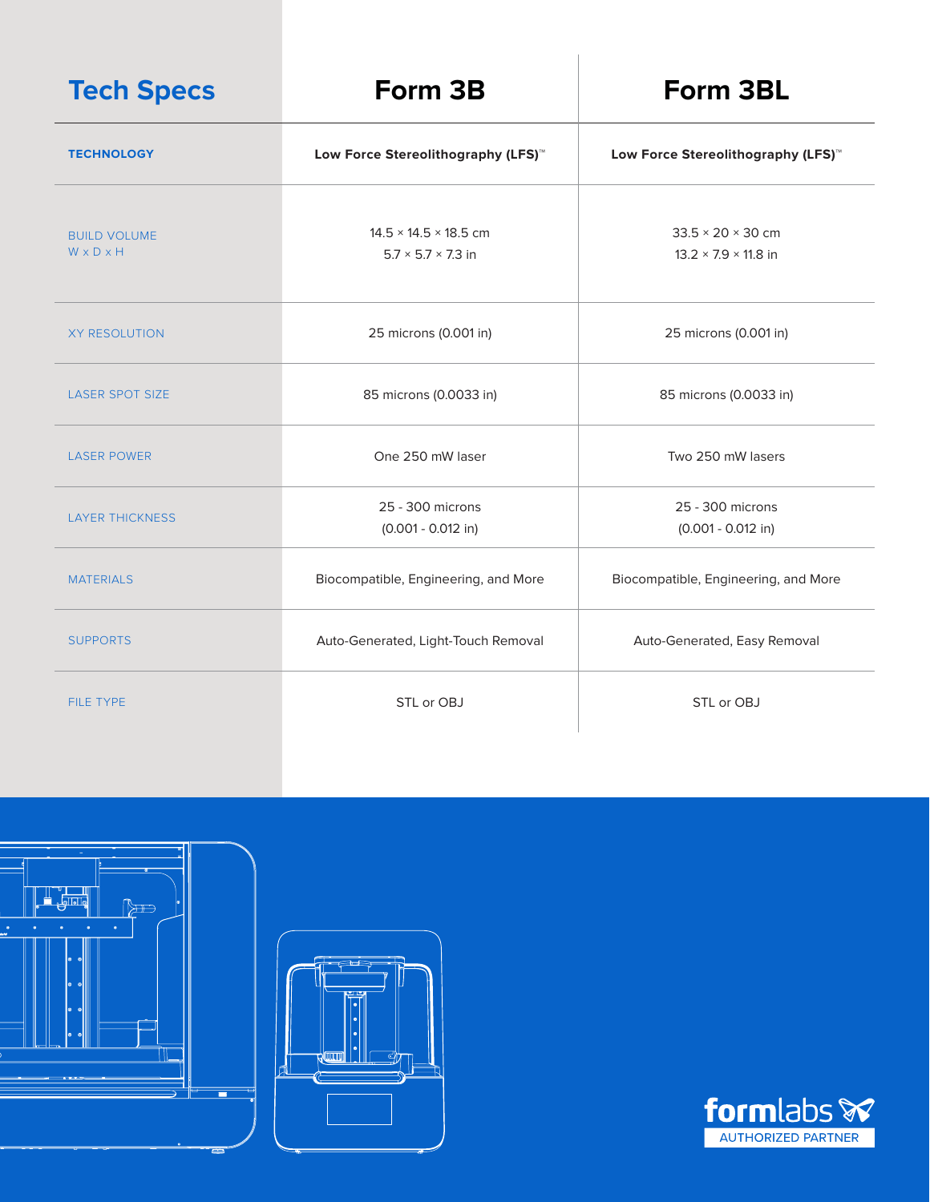| Tech Specs | Form 3B | Form 3BL |
|---|---|---|
| TECHNOLOGY | Low Force Stereolithography (LFS)™ | Low Force Stereolithography (LFS)™ |
| BUILD VOLUME W x D x H | 14.5 × 14.5 × 18.5 cm<br>5.7 × 5.7 × 7.3 in | 33.5 × 20 × 30 cm<br>13.2 × 7.9 × 11.8 in |
| XY RESOLUTION | 25 microns (0.001 in) | 25 microns (0.001 in) |
| LASER SPOT SIZE | 85 microns (0.0033 in) | 85 microns (0.0033 in) |
| LASER POWER | One 250 mW laser | Two 250 mW lasers |
| LAYER THICKNESS | 25 - 300 microns<br>(0.001 - 0.012 in) | 25 - 300 microns<br>(0.001 - 0.012 in) |
| MATERIALS | Biocompatible, Engineering, and More | Biocompatible, Engineering, and More |
| SUPPORTS | Auto-Generated, Light-Touch Removal | Auto-Generated, Easy Removal |
| FILE TYPE | STL or OBJ | STL or OBJ |

formlabs AUTHORIZED PARTNER